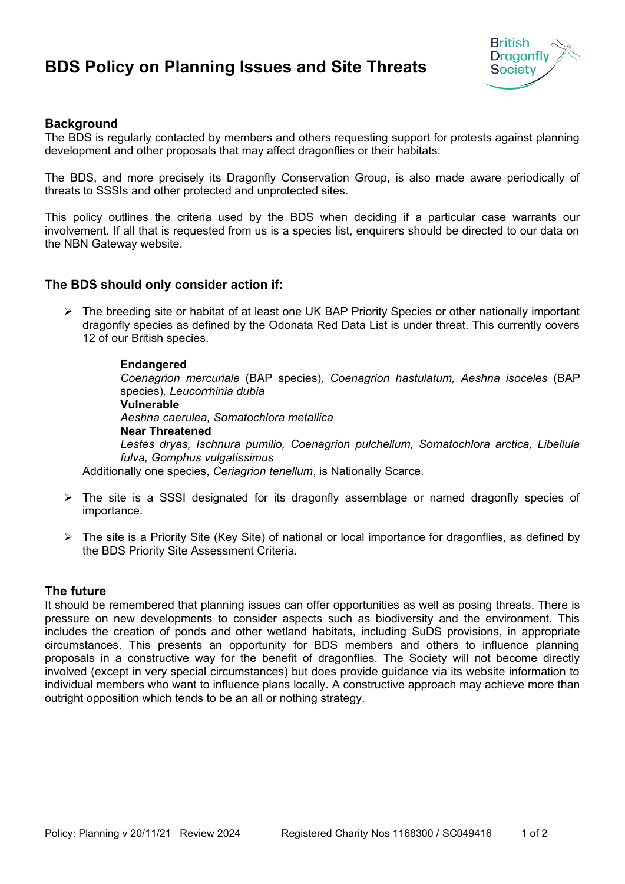# BDS Policy on Planning Issues and Site Threats

## Background

The BDS is regularly contacted by members and others requesting support for protests against planning development and other proposals that may affect dragonflies or their habitats.

The BDS, and more precisely its Dragonfly Conservation Group, is also made aware periodically of threats to SSSIs and other protected and unprotected sites.

This policy outlines the criteria used by the BDS when deciding if a particular case warrants our involvement. If all that is requested from us is a species list, enquirers should be directed to our data on the NBN Gateway website.

## The BDS should only consider action if:

- The breeding site or habitat of at least one UK BAP Priority Species or other nationally important dragonfly species as defined by the Odonata Red Data List is under threat. This currently covers 12 of our British species.

  **Endangered**
  *Coenagrion mercuriale* (BAP species)*, Coenagrion hastulatum, Aeshna isoceles* (BAP species)*, Leucorrhinia dubia*
  **Vulnerable**
  *Aeshna caerulea, Somatochlora metallica*
  **Near Threatened**
  *Lestes dryas, Ischnura pumilio, Coenagrion pulchellum, Somatochlora arctica, Libellula fulva, Gomphus vulgatissimus*

  Additionally one species, *Ceriagrion tenellum*, is Nationally Scarce.

- The site is a SSSI designated for its dragonfly assemblage or named dragonfly species of importance.

- The site is a Priority Site (Key Site) of national or local importance for dragonflies, as defined by the BDS Priority Site Assessment Criteria.

## The future

It should be remembered that planning issues can offer opportunities as well as posing threats. There is pressure on new developments to consider aspects such as biodiversity and the environment. This includes the creation of ponds and other wetland habitats, including SuDS provisions, in appropriate circumstances. This presents an opportunity for BDS members and others to influence planning proposals in a constructive way for the benefit of dragonflies. The Society will not become directly involved (except in very special circumstances) but does provide guidance via its website information to individual members who want to influence plans locally. A constructive approach may achieve more than outright opposition which tends to be an all or nothing strategy.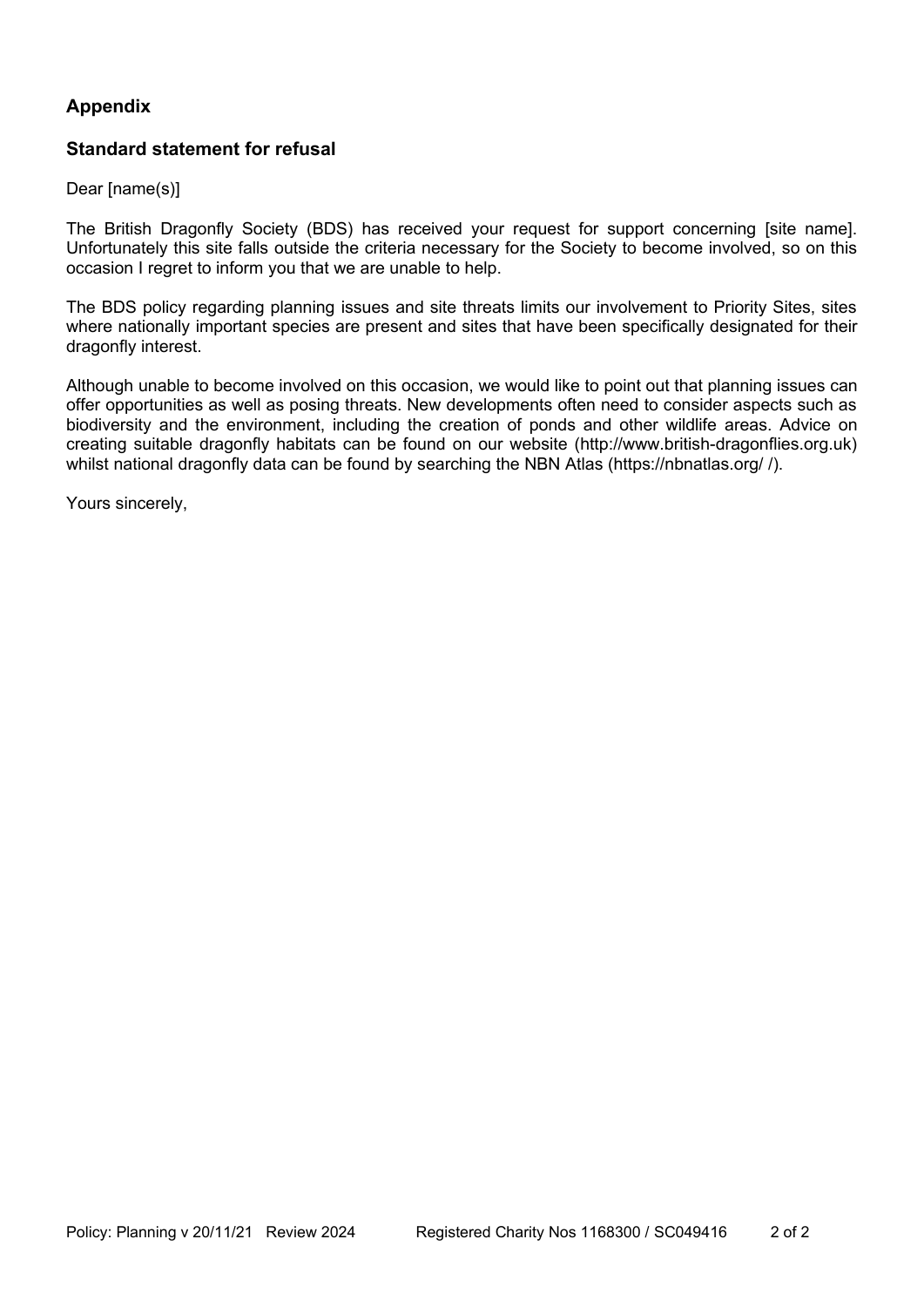## Appendix

## Standard statement for refusal

Dear [name(s)]

The British Dragonfly Society (BDS) has received your request for support concerning [site name]. Unfortunately this site falls outside the criteria necessary for the Society to become involved, so on this occasion I regret to inform you that we are unable to help.

The BDS policy regarding planning issues and site threats limits our involvement to Priority Sites, sites where nationally important species are present and sites that have been specifically designated for their dragonfly interest.

Although unable to become involved on this occasion, we would like to point out that planning issues can offer opportunities as well as posing threats. New developments often need to consider aspects such as biodiversity and the environment, including the creation of ponds and other wildlife areas. Advice on creating suitable dragonfly habitats can be found on our website (http://www.british-dragonflies.org.uk) whilst national dragonfly data can be found by searching the NBN Atlas (https://nbnatlas.org/ /).

Yours sincerely,